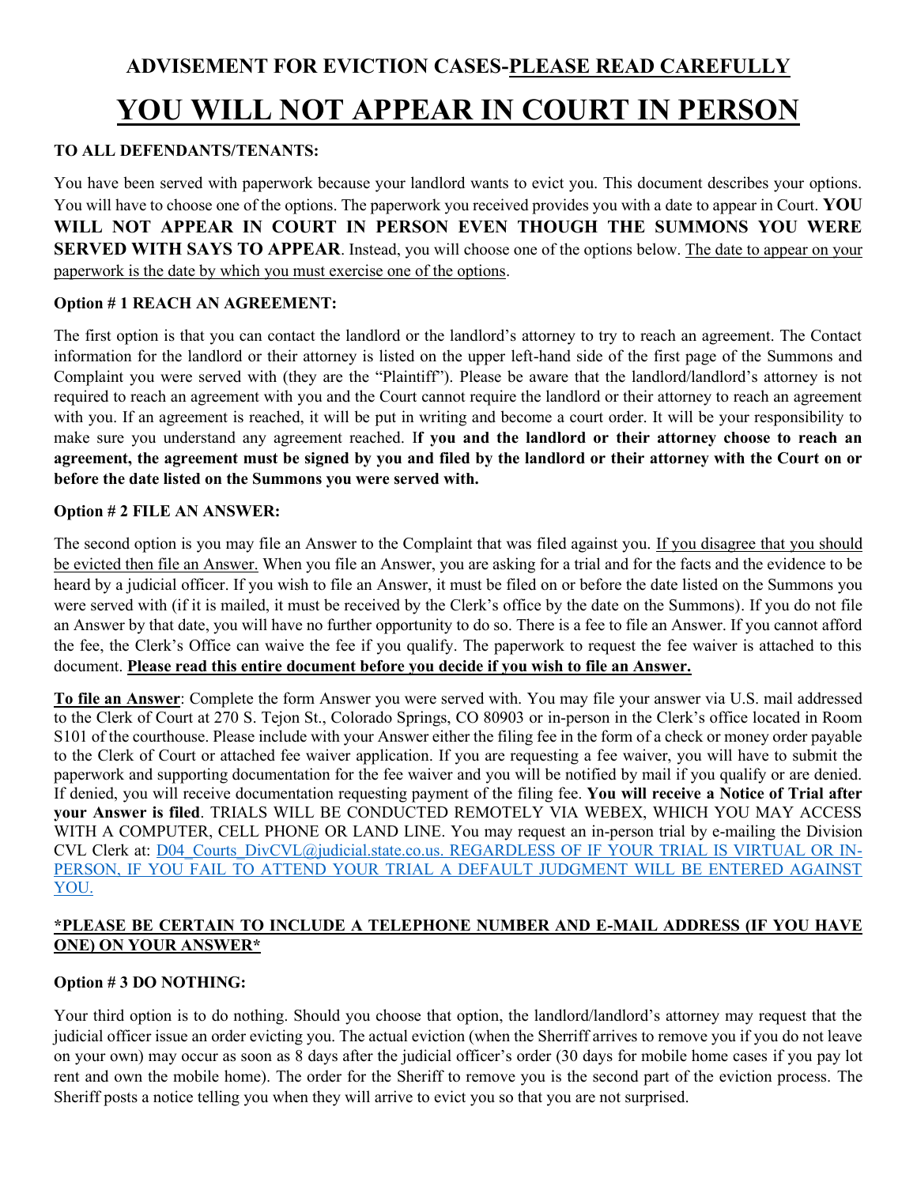## ADVISEMENT FOR EVICTION CASES-<u>PLEASE READ CAREFULLY</u>

# <u>YOU WILL NOT APPEAR IN COURT IN PERSON</u>

**TO ALL DEFENDANTS/TENANTS:**

You have been served with paperwork because your landlord wants to evict you. This document describes your options. You will have to choose one of the options. The paperwork you received provides you with a date to appear in Court. **YOU WILL NOT APPEAR IN COURT IN PERSON EVEN THOUGH THE SUMMONS YOU WERE SERVED WITH SAYS TO APPEAR**. Instead, you will choose one of the options below. <u>The date to appear on your paperwork is the date by which you must exercise one of the options</u>.

**Option # 1 REACH AN AGREEMENT:**

The first option is that you can contact the landlord or the landlord's attorney to try to reach an agreement. The Contact information for the landlord or their attorney is listed on the upper left-hand side of the first page of the Summons and Complaint you were served with (they are the "Plaintiff"). Please be aware that the landlord/landlord's attorney is not required to reach an agreement with you and the Court cannot require the landlord or their attorney to reach an agreement with you. If an agreement is reached, it will be put in writing and become a court order. It will be your responsibility to make sure you understand any agreement reached. I**f you and the landlord or their attorney choose to reach an agreement, the agreement must be signed by you and filed by the landlord or their attorney with the Court on or before the date listed on the Summons you were served with.**

**Option # 2 FILE AN ANSWER:**

The second option is you may file an Answer to the Complaint that was filed against you. <u>If you disagree that you should be evicted then file an Answer.</u> When you file an Answer, you are asking for a trial and for the facts and the evidence to be heard by a judicial officer. If you wish to file an Answer, it must be filed on or before the date listed on the Summons you were served with (if it is mailed, it must be received by the Clerk's office by the date on the Summons). If you do not file an Answer by that date, you will have no further opportunity to do so. There is a fee to file an Answer. If you cannot afford the fee, the Clerk's Office can waive the fee if you qualify. The paperwork to request the fee waiver is attached to this document. **<u>Please read this entire document before you decide if you wish to file an Answer.</u>**

**<u>To file an Answer</u>**: Complete the form Answer you were served with. You may file your answer via U.S. mail addressed to the Clerk of Court at 270 S. Tejon St., Colorado Springs, CO 80903 or in-person in the Clerk's office located in Room S101 of the courthouse. Please include with your Answer either the filing fee in the form of a check or money order payable to the Clerk of Court or attached fee waiver application. If you are requesting a fee waiver, you will have to submit the paperwork and supporting documentation for the fee waiver and you will be notified by mail if you qualify or are denied. If denied, you will receive documentation requesting payment of the filing fee. **You will receive a Notice of Trial after your Answer is filed**. TRIALS WILL BE CONDUCTED REMOTELY VIA WEBEX, WHICH YOU MAY ACCESS WITH A COMPUTER, CELL PHONE OR LAND LINE. You may request an in-person trial by e-mailing the Division CVL Clerk at: <u>D04_Courts_DivCVL@judicial.state.co.us. REGARDLESS OF IF YOUR TRIAL IS VIRTUAL OR IN-PERSON, IF YOU FAIL TO ATTEND YOUR TRIAL A DEFAULT JUDGMENT WILL BE ENTERED AGAINST YOU.</u>

**<u>*PLEASE BE CERTAIN TO INCLUDE A TELEPHONE NUMBER AND E-MAIL ADDRESS (IF YOU HAVE ONE) ON YOUR ANSWER*</u>**

**Option # 3 DO NOTHING:**

Your third option is to do nothing. Should you choose that option, the landlord/landlord's attorney may request that the judicial officer issue an order evicting you. The actual eviction (when the Sheriff arrives to remove you if you do not leave on your own) may occur as soon as 8 days after the judicial officer's order (30 days for mobile home cases if you pay lot rent and own the mobile home). The order for the Sheriff to remove you is the second part of the eviction process. The Sheriff posts a notice telling you when they will arrive to evict you so that you are not surprised.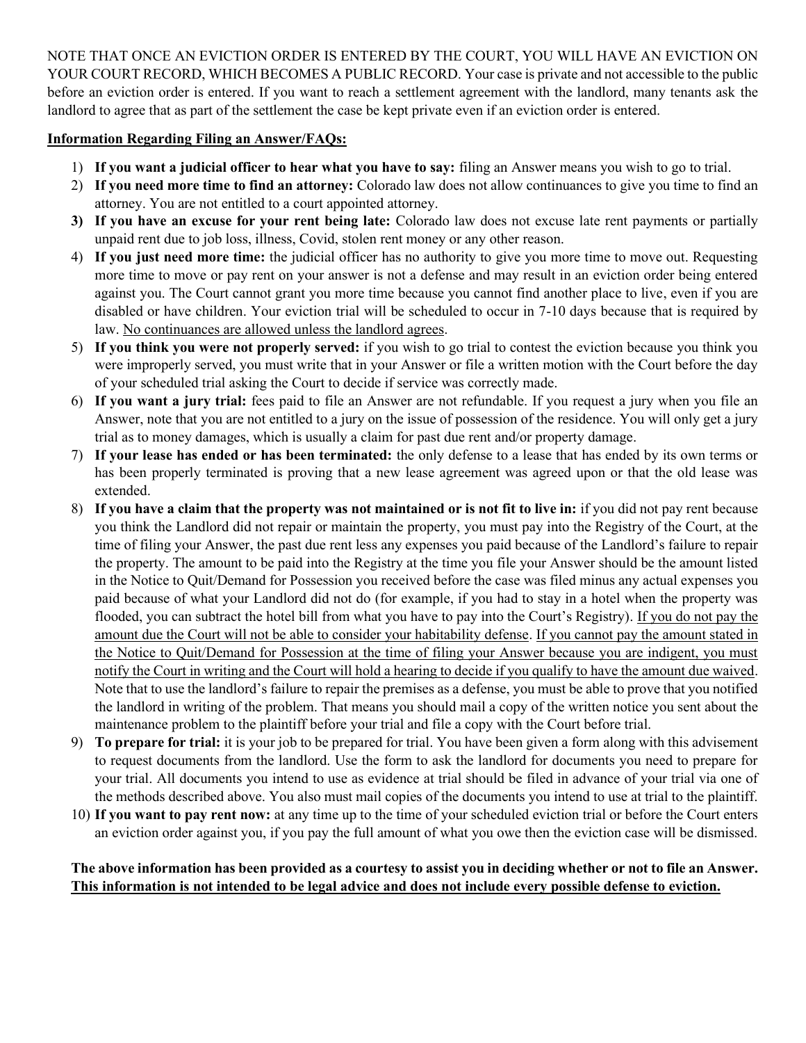NOTE THAT ONCE AN EVICTION ORDER IS ENTERED BY THE COURT, YOU WILL HAVE AN EVICTION ON YOUR COURT RECORD, WHICH BECOMES A PUBLIC RECORD. Your case is private and not accessible to the public before an eviction order is entered. If you want to reach a settlement agreement with the landlord, many tenants ask the landlord to agree that as part of the settlement the case be kept private even if an eviction order is entered.

**<u>Information Regarding Filing an Answer/FAQs:</u>**

1) **If you want a judicial officer to hear what you have to say:** filing an Answer means you wish to go to trial.
2) **If you need more time to find an attorney:** Colorado law does not allow continuances to give you time to find an attorney. You are not entitled to a court appointed attorney.
3) **If you have an excuse for your rent being late:** Colorado law does not excuse late rent payments or partially unpaid rent due to job loss, illness, Covid, stolen rent money or any other reason.
4) **If you just need more time:** the judicial officer has no authority to give you more time to move out. Requesting more time to move or pay rent on your answer is not a defense and may result in an eviction order being entered against you. The Court cannot grant you more time because you cannot find another place to live, even if you are disabled or have children. Your eviction trial will be scheduled to occur in 7-10 days because that is required by law. <u>No continuances are allowed unless the landlord agrees</u>.
5) **If you think you were not properly served:** if you wish to go trial to contest the eviction because you think you were improperly served, you must write that in your Answer or file a written motion with the Court before the day of your scheduled trial asking the Court to decide if service was correctly made.
6) **If you want a jury trial:** fees paid to file an Answer are not refundable. If you request a jury when you file an Answer, note that you are not entitled to a jury on the issue of possession of the residence. You will only get a jury trial as to money damages, which is usually a claim for past due rent and/or property damage.
7) **If your lease has ended or has been terminated:** the only defense to a lease that has ended by its own terms or has been properly terminated is proving that a new lease agreement was agreed upon or that the old lease was extended.
8) **If you have a claim that the property was not maintained or is not fit to live in:** if you did not pay rent because you think the Landlord did not repair or maintain the property, you must pay into the Registry of the Court, at the time of filing your Answer, the past due rent less any expenses you paid because of the Landlord's failure to repair the property. The amount to be paid into the Registry at the time you file your Answer should be the amount listed in the Notice to Quit/Demand for Possession you received before the case was filed minus any actual expenses you paid because of what your Landlord did not do (for example, if you had to stay in a hotel when the property was flooded, you can subtract the hotel bill from what you have to pay into the Court's Registry). <u>If you do not pay the amount due the Court will not be able to consider your habitability defense</u>. <u>If you cannot pay the amount stated in the Notice to Quit/Demand for Possession at the time of filing your Answer because you are indigent, you must notify the Court in writing and the Court will hold a hearing to decide if you qualify to have the amount due waived</u>. Note that to use the landlord's failure to repair the premises as a defense, you must be able to prove that you notified the landlord in writing of the problem. That means you should mail a copy of the written notice you sent about the maintenance problem to the plaintiff before your trial and file a copy with the Court before trial.
9) **To prepare for trial:** it is your job to be prepared for trial. You have been given a form along with this advisement to request documents from the landlord. Use the form to ask the landlord for documents you need to prepare for your trial. All documents you intend to use as evidence at trial should be filed in advance of your trial via one of the methods described above. You also must mail copies of the documents you intend to use at trial to the plaintiff.
10) **If you want to pay rent now:** at any time up to the time of your scheduled eviction trial or before the Court enters an eviction order against you, if you pay the full amount of what you owe then the eviction case will be dismissed.

**The above information has been provided as a courtesy to assist you in deciding whether or not to file an Answer. <u>This information is not intended to be legal advice and does not include every possible defense to eviction.</u>**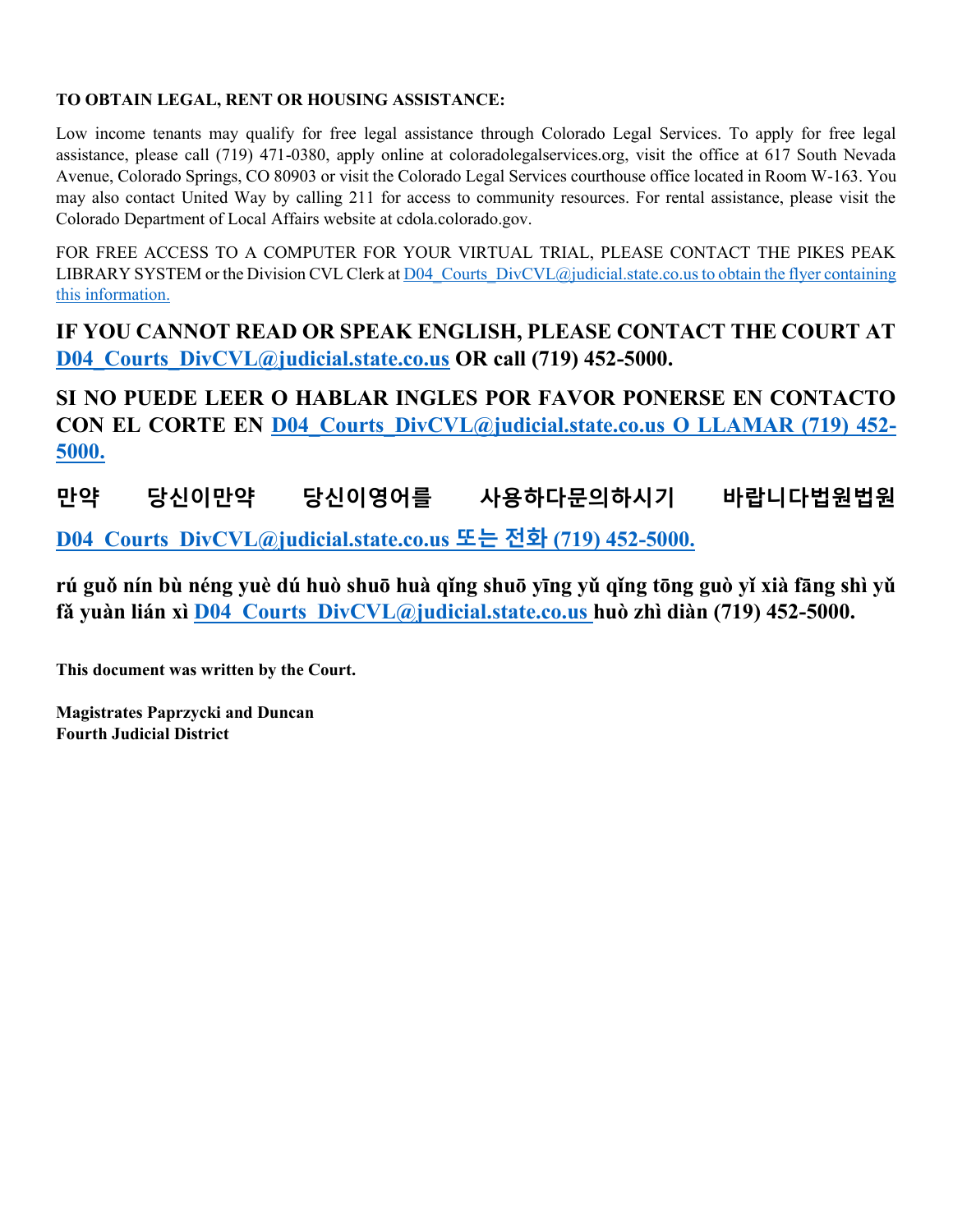**TO OBTAIN LEGAL, RENT OR HOUSING ASSISTANCE:**

Low income tenants may qualify for free legal assistance through Colorado Legal Services. To apply for free legal assistance, please call (719) 471-0380, apply online at coloradolegalservices.org, visit the office at 617 South Nevada Avenue, Colorado Springs, CO 80903 or visit the Colorado Legal Services courthouse office located in Room W-163. You may also contact United Way by calling 211 for access to community resources. For rental assistance, please visit the Colorado Department of Local Affairs website at cdola.colorado.gov.

FOR FREE ACCESS TO A COMPUTER FOR YOUR VIRTUAL TRIAL, PLEASE CONTACT THE PIKES PEAK LIBRARY SYSTEM or the Division CVL Clerk at D04_Courts_DivCVL@judicial.state.co.us to obtain the flyer containing this information.

**IF YOU CANNOT READ OR SPEAK ENGLISH, PLEASE CONTACT THE COURT AT D04_Courts_DivCVL@judicial.state.co.us OR call (719) 452-5000.**

**SI NO PUEDE LEER O HABLAR INGLES POR FAVOR PONERSE EN CONTACTO CON EL CORTE EN D04_Courts_DivCVL@judicial.state.co.us O LLAMAR (719) 452-5000.**

**만약 당신이만약 당신이영어를 사용하다문의하시기 바랍니다법원법원 D04_Courts_DivCVL@judicial.state.co.us 또는 전화 (719) 452-5000.**

**rú guǒ nín bù néng yuè dú huò shuō huà qǐng shuō yīng yǔ qǐng tōng guò yǐ xià fāng shì yǔ fǎ yuàn lián xì D04_Courts_DivCVL@judicial.state.co.us huò zhì diàn (719) 452-5000.**

**This document was written by the Court.**

**Magistrates Paprzycki and Duncan**
**Fourth Judicial District**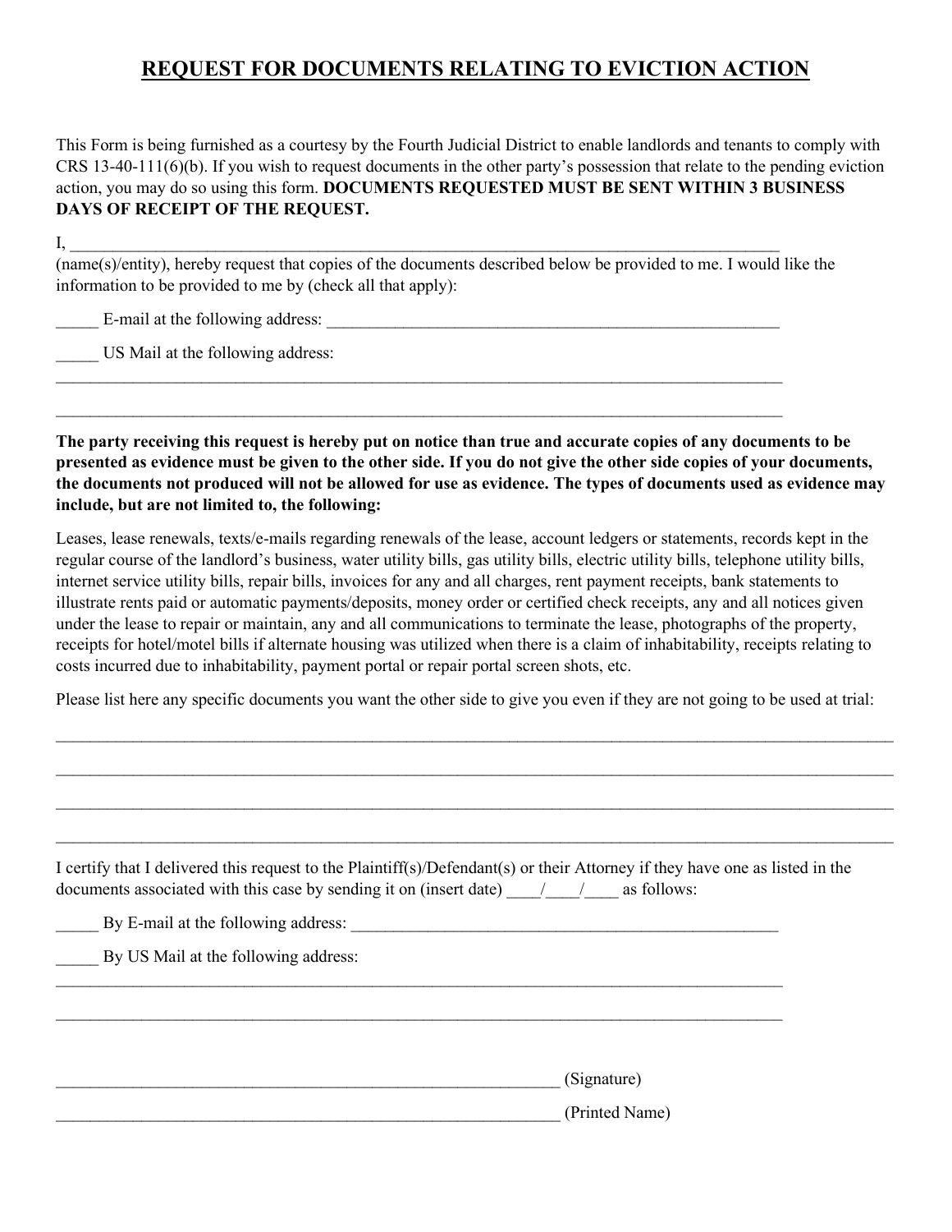# REQUEST FOR DOCUMENTS RELATING TO EVICTION ACTION

This Form is being furnished as a courtesy by the Fourth Judicial District to enable landlords and tenants to comply with CRS 13-40-111(6)(b). If you wish to request documents in the other party's possession that relate to the pending eviction action, you may do so using this form. **DOCUMENTS REQUESTED MUST BE SENT WITHIN 3 BUSINESS DAYS OF RECEIPT OF THE REQUEST.**

I, ___________________________________________________________________________________ (name(s)/entity), hereby request that copies of the documents described below be provided to me. I would like the information to be provided to me by (check all that apply):

_____ E-mail at the following address: ____________________________________________________

_____ US Mail at the following address:

___________________________________________________________________________________

___________________________________________________________________________________

**The party receiving this request is hereby put on notice than true and accurate copies of any documents to be presented as evidence must be given to the other side. If you do not give the other side copies of your documents, the documents not produced will not be allowed for use as evidence. The types of documents used as evidence may include, but are not limited to, the following:**

Leases, lease renewals, texts/e-mails regarding renewals of the lease, account ledgers or statements, records kept in the regular course of the landlord's business, water utility bills, gas utility bills, electric utility bills, telephone utility bills, internet service utility bills, repair bills, invoices for any and all charges, rent payment receipts, bank statements to illustrate rents paid or automatic payments/deposits, money order or certified check receipts, any and all notices given under the lease to repair or maintain, any and all communications to terminate the lease, photographs of the property, receipts for hotel/motel bills if alternate housing was utilized when there is a claim of inhabitability, receipts relating to costs incurred due to inhabitability, payment portal or repair portal screen shots, etc.

Please list here any specific documents you want the other side to give you even if they are not going to be used at trial:

_____________________________________________________________________________________________

_____________________________________________________________________________________________

_____________________________________________________________________________________________

_____________________________________________________________________________________________

I certify that I delivered this request to the Plaintiff(s)/Defendant(s) or their Attorney if they have one as listed in the documents associated with this case by sending it on (insert date) ____/____/____ as follows:

_____ By E-mail at the following address: ______________________________________________

_____ By US Mail at the following address:

___________________________________________________________________________________

___________________________________________________________________________________

_______________________________________________________ (Signature)

_______________________________________________________ (Printed Name)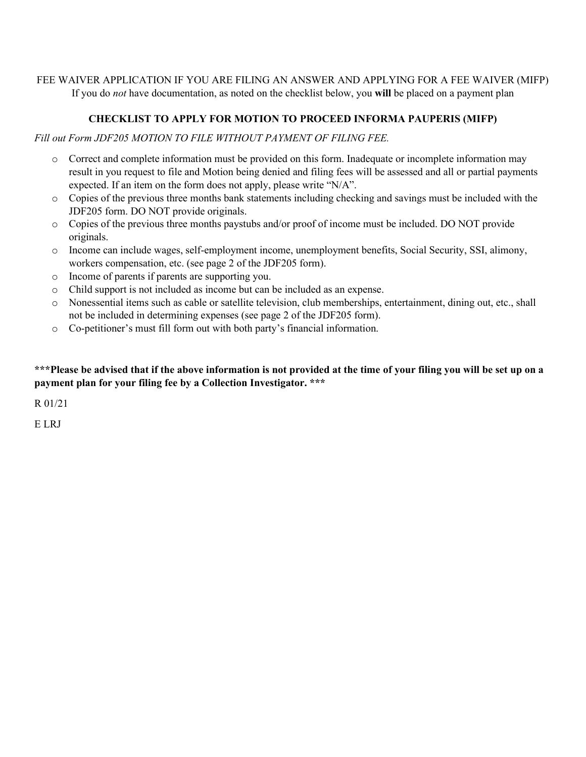FEE WAIVER APPLICATION IF YOU ARE FILING AN ANSWER AND APPLYING FOR A FEE WAIVER (MIFP)
If you do *not* have documentation, as noted on the checklist below, you **will** be placed on a payment plan

**CHECKLIST TO APPLY FOR MOTION TO PROCEED INFORMA PAUPERIS (MIFP)**

*Fill out Form JDF205 MOTION TO FILE WITHOUT PAYMENT OF FILING FEE.*

- Correct and complete information must be provided on this form. Inadequate or incomplete information may result in you request to file and Motion being denied and filing fees will be assessed and all or partial payments expected. If an item on the form does not apply, please write "N/A".
- Copies of the previous three months bank statements including checking and savings must be included with the JDF205 form. DO NOT provide originals.
- Copies of the previous three months paystubs and/or proof of income must be included. DO NOT provide originals.
- Income can include wages, self-employment income, unemployment benefits, Social Security, SSI, alimony, workers compensation, etc. (see page 2 of the JDF205 form).
- Income of parents if parents are supporting you.
- Child support is not included as income but can be included as an expense.
- Nonessential items such as cable or satellite television, club memberships, entertainment, dining out, etc., shall not be included in determining expenses (see page 2 of the JDF205 form).
- Co-petitioner's must fill form out with both party's financial information.

**\*\*\*Please be advised that if the above information is not provided at the time of your filing you will be set up on a payment plan for your filing fee by a Collection Investigator. \*\*\***

R 01/21

E LRJ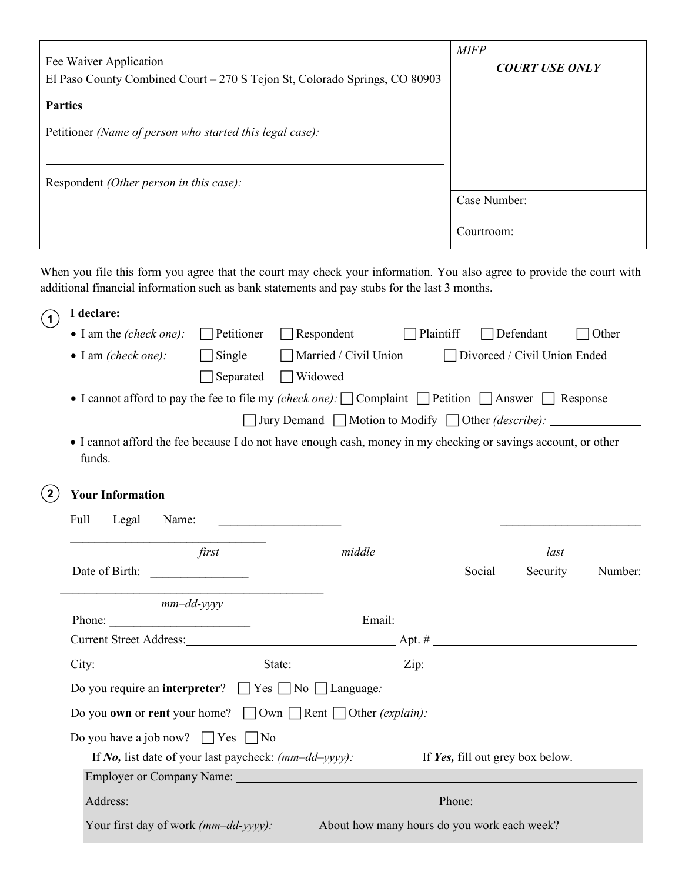| Fee Waiver Application<br>El Paso County Combined Court – 270 S Tejon St, Colorado Springs, CO 80903<br><br>**Parties**<br><br>Petitioner *(Name of person who started this legal case)*:<br>\_\_\_\_\_\_\_\_\_\_\_\_\_\_\_\_\_\_\_\_\_\_\_\_\_\_\_\_\_\_\_\_\_\_\_\_\_\_\_\_<br><br>Respondent *(Other person in this case)*:<br>\_\_\_\_\_\_\_\_\_\_\_\_\_\_\_\_\_\_\_\_\_\_\_\_\_\_\_\_\_\_\_\_\_\_\_\_\_\_\_\_ | *MIFP*<br>***COURT USE ONLY***<br><br>Case Number:<br><br>Courtroom: |
|---|---|

When you file this form you agree that the court may check your information. You also agree to provide the court with additional financial information such as bank statements and pay stubs for the last 3 months.

## 1 I declare:

- I am the *(check one)*: ☐ Petitioner ☐ Respondent ☐ Plaintiff ☐ Defendant ☐ Other
- I am *(check one)*: ☐ Single ☐ Married / Civil Union ☐ Divorced / Civil Union Ended ☐ Separated ☐ Widowed
- I cannot afford to pay the fee to file my *(check one)*: ☐ Complaint ☐ Petition ☐ Answer ☐ Response ☐ Jury Demand ☐ Motion to Modify ☐ Other *(describe)*: \_\_\_\_\_\_\_\_\_\_
- I cannot afford the fee because I do not have enough cash, money in my checking or savings account, or other funds.

## 2 Your Information

Full Legal Name: \_\_\_\_\_\_\_\_\_\_\_\_\_\_\_\_\_\_\_\_ \_\_\_\_\_\_\_\_\_\_\_\_\_\_\_\_\_\_\_\_ \_\_\_\_\_\_\_\_\_\_\_\_\_\_\_\_\_\_\_\_
*first* *middle* *last*

Date of Birth: \_\_\_\_\_\_\_\_\_\_\_\_\_\_\_\_ *mm–dd-yyyy* Social Security Number: \_\_\_\_\_\_\_\_\_\_\_\_\_\_\_\_\_\_\_\_

Phone: \_\_\_\_\_\_\_\_\_\_\_\_\_\_\_\_\_\_\_\_ Email: \_\_\_\_\_\_\_\_\_\_\_\_\_\_\_\_\_\_\_\_

Current Street Address: \_\_\_\_\_\_\_\_\_\_\_\_\_\_\_\_\_\_\_\_ Apt. # \_\_\_\_\_\_\_\_\_\_

City: \_\_\_\_\_\_\_\_\_\_\_\_ State: \_\_\_\_\_\_\_\_ Zip: \_\_\_\_\_\_\_\_

Do you require an **interpreter**? ☐ Yes ☐ No ☐ Language*:* \_\_\_\_\_\_\_\_\_\_

Do you **own** or **rent** your home? ☐ Own ☐ Rent ☐ Other *(explain)*: \_\_\_\_\_\_\_\_\_\_

Do you have a job now? ☐ Yes ☐ No

If ***No,*** list date of your last paycheck: *(mm–dd–yyyy)*: \_\_\_\_\_\_\_ If ***Yes,*** fill out grey box below.

Employer or Company Name: \_\_\_\_\_\_\_\_\_\_\_\_\_\_\_\_\_\_\_\_

Address: \_\_\_\_\_\_\_\_\_\_\_\_\_\_\_\_\_\_\_\_ Phone: \_\_\_\_\_\_\_\_\_\_

Your first day of work *(mm–dd-yyyy)*: \_\_\_\_\_\_\_ About how many hours do you work each week? \_\_\_\_\_\_\_\_\_\_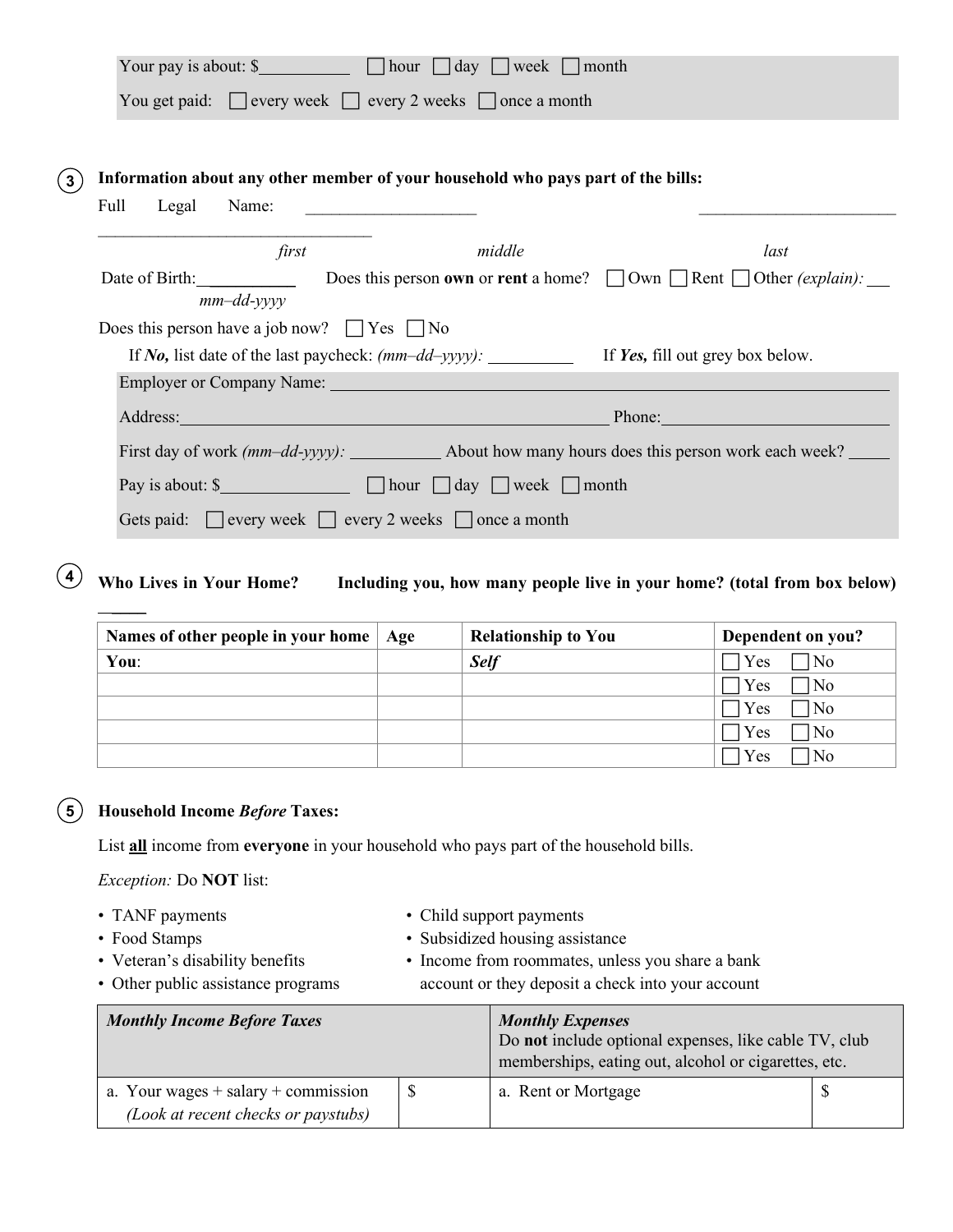Your pay is about: $__________ ☐ hour ☐ day ☐ week ☐ month

You get paid: ☐ every week ☐ every 2 weeks ☐ once a month

**(3) Information about any other member of your household who pays part of the bills:**

Full Legal Name: ____________________ ________________________ ________________________________

*first* *middle* *last*

Date of Birth: __________ *mm–dd-yyyy* Does this person **own** or **rent** a home? ☐ Own ☐ Rent ☐ Other *(explain):* ___

Does this person have a job now? ☐ Yes ☐ No

If ***No,*** list date of the last paycheck: *(mm–dd–yyyy):* __________ If ***Yes,*** fill out grey box below.

Employer or Company Name: ______________________________________________

Address: ______________________________________________ Phone: __________________________

First day of work *(mm–dd-yyyy):* __________ About how many hours does this person work each week? _____

Pay is about: $______________ ☐ hour ☐ day ☐ week ☐ month

Gets paid: ☐ every week ☐ every 2 weeks ☐ once a month

**(4) Who Lives in Your Home? Including you, how many people live in your home? (total from box below)** _____

| Names of other people in your home | Age | Relationship to You | Dependent on you? |
|---|---|---|---|
| **You**: | | ***Self*** | ☐ Yes ☐ No |
| | | | ☐ Yes ☐ No |
| | | | ☐ Yes ☐ No |
| | | | ☐ Yes ☐ No |
| | | | ☐ Yes ☐ No |

**(5) Household Income *Before* Taxes:**

List **all** income from **everyone** in your household who pays part of the household bills.

*Exception:* Do **NOT** list:

- TANF payments
- Food Stamps
- Veteran's disability benefits
- Other public assistance programs
- Child support payments
- Subsidized housing assistance
- Income from roommates, unless you share a bank account or they deposit a check into your account

| ***Monthly Income Before Taxes*** | | ***Monthly Expenses*** Do **not** include optional expenses, like cable TV, club memberships, eating out, alcohol or cigarettes, etc. | |
|---|---|---|---|
| a. Your wages + salary + commission *(Look at recent checks or paystubs)* | $ | a. Rent or Mortgage | $ |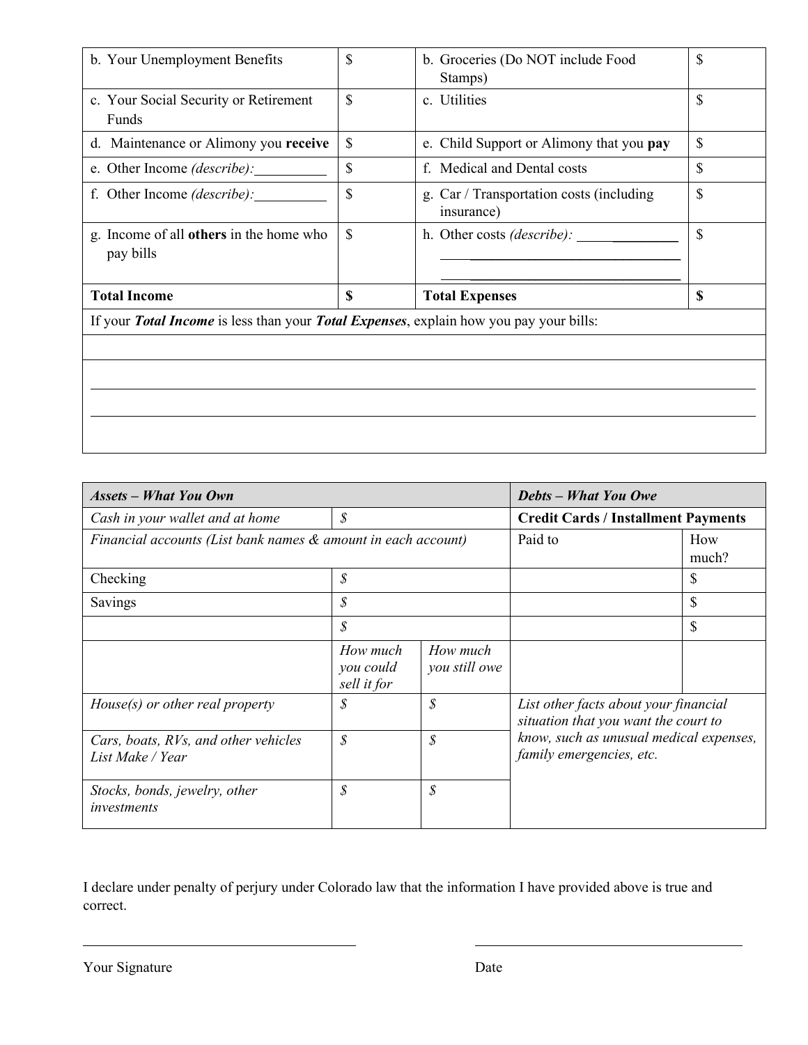| b. Your Unemployment Benefits | $ | b. Groceries (Do NOT include Food Stamps) | $ |
|---|---|---|---|
| c. Your Social Security or Retirement Funds | $ | c. Utilities | $ |
| d. Maintenance or Alimony you **receive** | $ | e. Child Support or Alimony that you **pay** | $ |
| e. Other Income *(describe)*:__________ | $ | f. Medical and Dental costs | $ |
| f. Other Income *(describe)*:__________ | $ | g. Car / Transportation costs (including insurance) | $ |
| g. Income of all **others** in the home who pay bills | $ | h. Other costs *(describe)*: ______________ ____________________________________ ____________________________________ | $ |
| **Total Income** | **$** | **Total Expenses** | **$** |
| If your ***Total Income*** is less than your ***Total Expenses***, explain how you pay your bills: | | | |
| | | | |
| ____________________________________ ____________________________________ | | | |

| ***Assets – What You Own*** | | | ***Debts – What You Owe*** | |
|---|---|---|---|---|
| *Cash in your wallet and at home* | *$* | | **Credit Cards / Installment Payments** | |
| *Financial accounts (List bank names & amount in each account)* | | | Paid to | How much? |
| Checking | *$* | | | $ |
| Savings | *$* | | | $ |
| | *$* | | | $ |
| | *How much you could sell it for* | *How much you still owe* | | |
| *House(s) or other real property* | *$* | *$* | *List other facts about your financial situation that you want the court to know, such as unusual medical expenses, family emergencies, etc.* | |
| *Cars, boats, RVs, and other vehicles List Make / Year* | *$* | *$* | | |
| *Stocks, bonds, jewelry, other investments* | *$* | *$* | | |

I declare under penalty of perjury under Colorado law that the information I have provided above is true and correct.

______________________________ ______________________________

Your Signature Date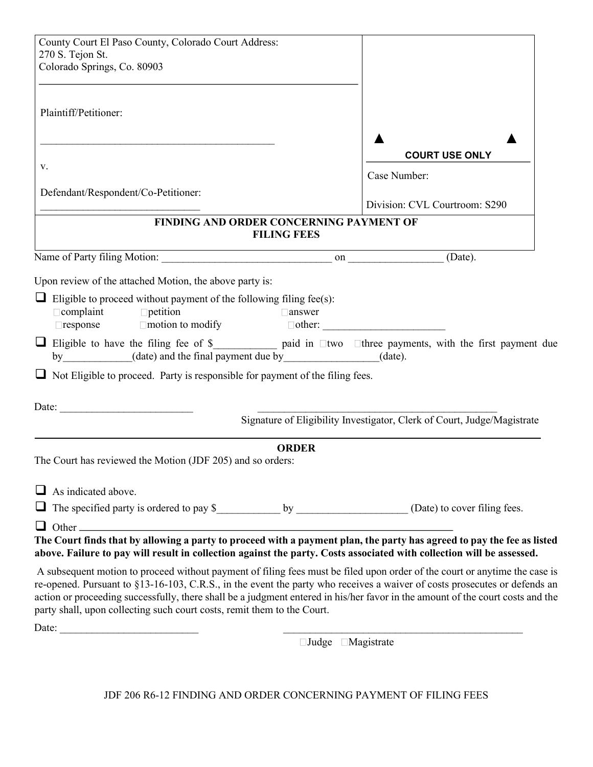| | |
|---|---|
| County Court El Paso County, Colorado Court Address:<br>270 S. Tejon St.<br>Colorado Springs, Co. 80903<br><br>Plaintiff/Petitioner:<br><br>_____________________________________________<br><br>v.<br><br>Defendant/Respondent/Co-Petitioner:<br>_______________________________ | ▲ ▲<br>**COURT USE ONLY**<br><br>Case Number:<br><br>Division: CVL Courtroom: S290 |

**FINDING AND ORDER CONCERNING PAYMENT OF FILING FEES**

Name of Party filing Motion: ________________________________ on __________________ (Date).

Upon review of the attached Motion, the above party is:

- ☐ Eligible to proceed without payment of the following filing fee(s):
  - ☐complaint ☐petition ☐answer
  - ☐response ☐motion to modify ☐other: _______________________
- ☐ Eligible to have the filing fee of $___________ paid in ☐two ☐three payments, with the first payment due by_____________(date) and the final payment due by__________________(date).
- ☐ Not Eligible to proceed. Party is responsible for payment of the filing fees.

Date: _________________________ _______________________________________________

Signature of Eligibility Investigator, Clerk of Court, Judge/Magistrate

---

**ORDER**

The Court has reviewed the Motion (JDF 205) and so orders:

- ☐ As indicated above.
- ☐ The specified party is ordered to pay $____________ by _____________________ (Date) to cover filing fees.
- ☐ Other ___________________________________________________________________________

**The Court finds that by allowing a party to proceed with a payment plan, the party has agreed to pay the fee as listed above. Failure to pay will result in collection against the party. Costs associated with collection will be assessed.**

A subsequent motion to proceed without payment of filing fees must be filed upon order of the court or anytime the case is re-opened. Pursuant to §13-16-103, C.R.S., in the event the party who receives a waiver of costs prosecutes or defends an action or proceeding successfully, there shall be a judgment entered in his/her favor in the amount of the court costs and the party shall, upon collecting such court costs, remit them to the Court.

Date: __________________________ _______________________________________________

☐Judge ☐Magistrate

JDF 206 R6-12 FINDING AND ORDER CONCERNING PAYMENT OF FILING FEES